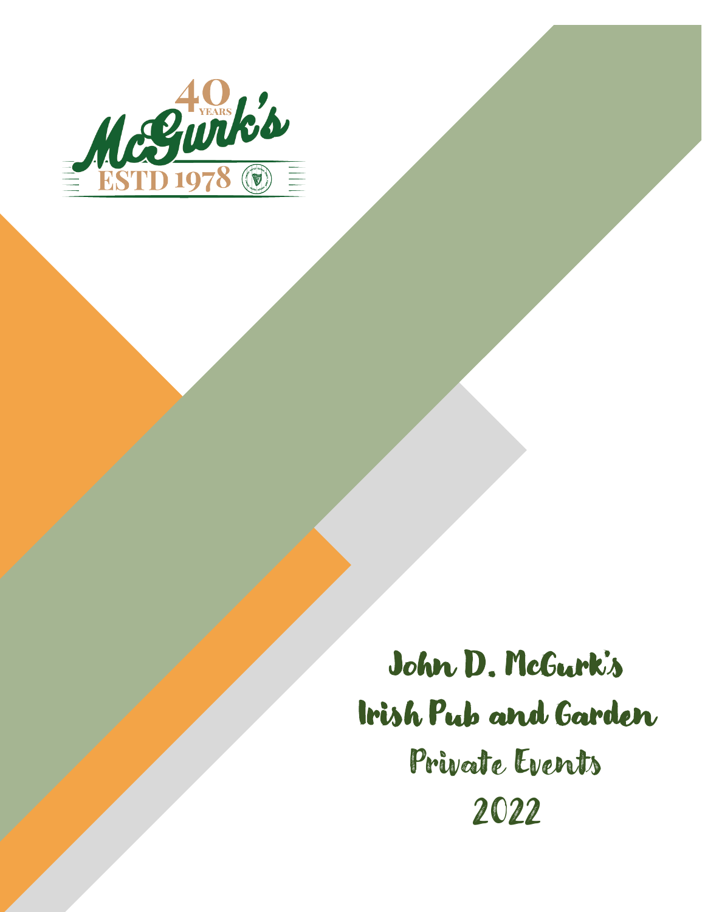40 YEARS

McGurk's

ESTD 1978

# John D. McGurk's

# Irish Pub and Garden

## Private Events

## 2022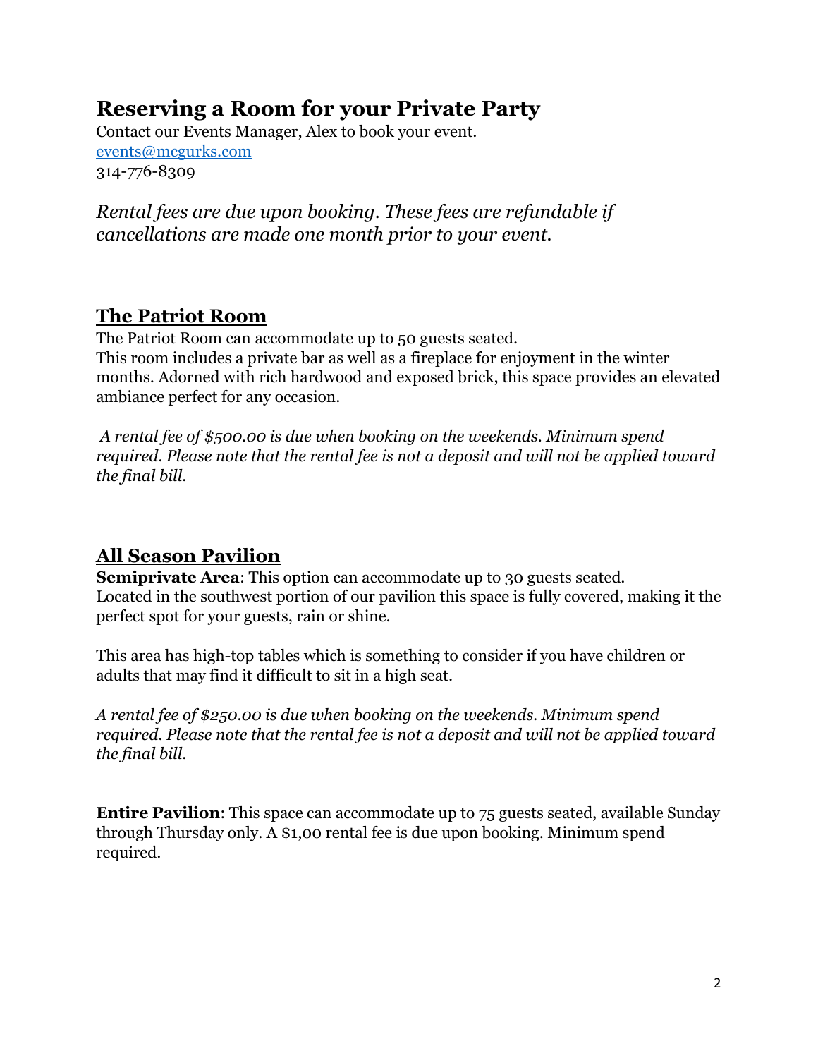# Reserving a Room for your Private Party

Contact our Events Manager, Alex to book your event.
[events@mcgurks.com](mailto:events@mcgurks.com)
314-776-8309

*Rental fees are due upon booking. These fees are refundable if cancellations are made one month prior to your event.*

## The Patriot Room

The Patriot Room can accommodate up to 50 guests seated.
This room includes a private bar as well as a fireplace for enjoyment in the winter months. Adorned with rich hardwood and exposed brick, this space provides an elevated ambiance perfect for any occasion.

*A rental fee of $500.00 is due when booking on the weekends. Minimum spend required. Please note that the rental fee is not a deposit and will not be applied toward the final bill.*

## All Season Pavilion

**Semiprivate Area**: This option can accommodate up to 30 guests seated.
Located in the southwest portion of our pavilion this space is fully covered, making it the perfect spot for your guests, rain or shine.

This area has high-top tables which is something to consider if you have children or adults that may find it difficult to sit in a high seat.

*A rental fee of $250.00 is due when booking on the weekends. Minimum spend required. Please note that the rental fee is not a deposit and will not be applied toward the final bill.*

**Entire Pavilion**: This space can accommodate up to 75 guests seated, available Sunday through Thursday only. A $1,00 rental fee is due upon booking. Minimum spend required.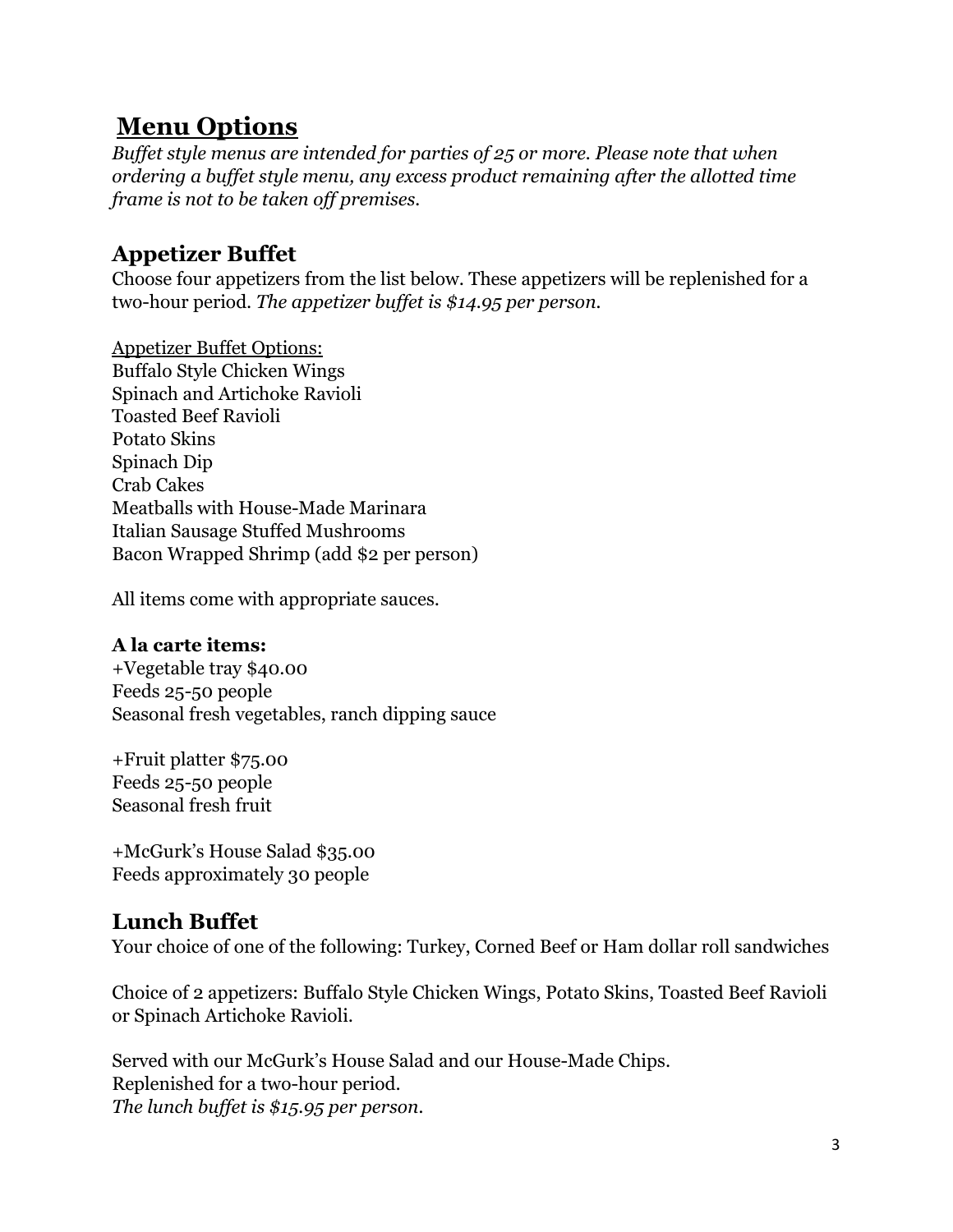# Menu Options

*Buffet style menus are intended for parties of 25 or more. Please note that when ordering a buffet style menu, any excess product remaining after the allotted time frame is not to be taken off premises.*

## Appetizer Buffet

Choose four appetizers from the list below. These appetizers will be replenished for a two-hour period. *The appetizer buffet is $14.95 per person.*

Appetizer Buffet Options:
Buffalo Style Chicken Wings
Spinach and Artichoke Ravioli
Toasted Beef Ravioli
Potato Skins
Spinach Dip
Crab Cakes
Meatballs with House-Made Marinara
Italian Sausage Stuffed Mushrooms
Bacon Wrapped Shrimp (add $2 per person)

All items come with appropriate sauces.

**A la carte items:**

+Vegetable tray $40.00
Feeds 25-50 people
Seasonal fresh vegetables, ranch dipping sauce

+Fruit platter $75.00
Feeds 25-50 people
Seasonal fresh fruit

+McGurk's House Salad $35.00
Feeds approximately 30 people

## Lunch Buffet

Your choice of one of the following: Turkey, Corned Beef or Ham dollar roll sandwiches

Choice of 2 appetizers: Buffalo Style Chicken Wings, Potato Skins, Toasted Beef Ravioli or Spinach Artichoke Ravioli.

Served with our McGurk's House Salad and our House-Made Chips.
Replenished for a two-hour period.
*The lunch buffet is $15.95 per person.*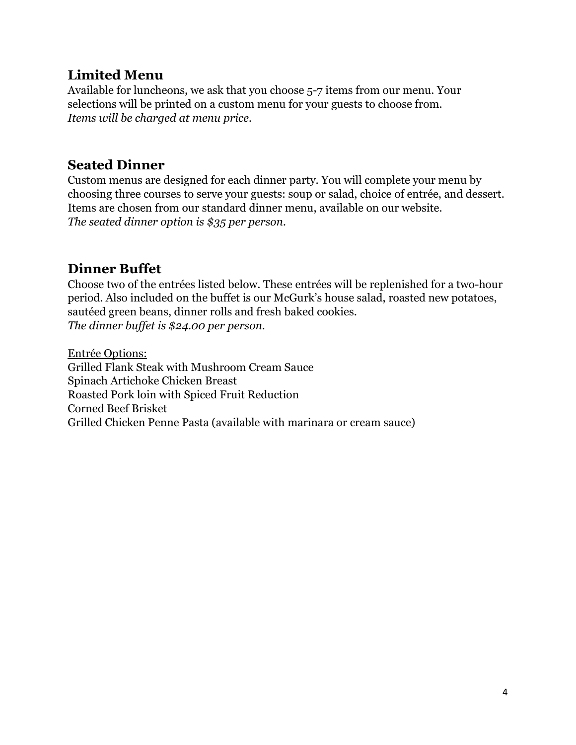## Limited Menu

Available for luncheons, we ask that you choose 5-7 items from our menu. Your selections will be printed on a custom menu for your guests to choose from.
*Items will be charged at menu price.*

## Seated Dinner

Custom menus are designed for each dinner party. You will complete your menu by choosing three courses to serve your guests: soup or salad, choice of entrée, and dessert. Items are chosen from our standard dinner menu, available on our website.
*The seated dinner option is $35 per person.*

## Dinner Buffet

Choose two of the entrées listed below. These entrées will be replenished for a two-hour period. Also included on the buffet is our McGurk's house salad, roasted new potatoes, sautéed green beans, dinner rolls and fresh baked cookies.
*The dinner buffet is $24.00 per person.*

<u>Entrée Options:</u>
Grilled Flank Steak with Mushroom Cream Sauce
Spinach Artichoke Chicken Breast
Roasted Pork loin with Spiced Fruit Reduction
Corned Beef Brisket
Grilled Chicken Penne Pasta (available with marinara or cream sauce)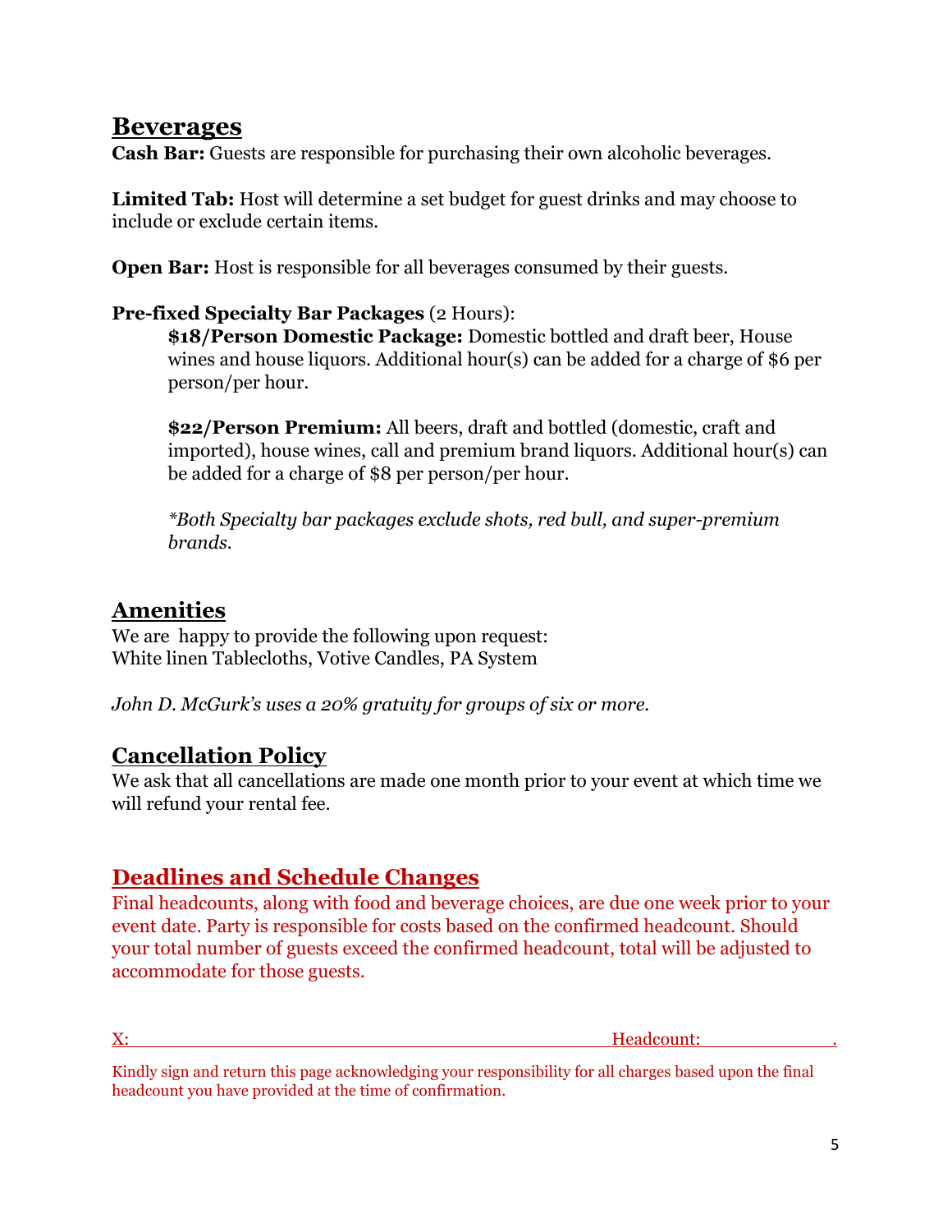## Beverages

**Cash Bar:** Guests are responsible for purchasing their own alcoholic beverages.

**Limited Tab:** Host will determine a set budget for guest drinks and may choose to include or exclude certain items.

**Open Bar:** Host is responsible for all beverages consumed by their guests.

**Pre-fixed Specialty Bar Packages** (2 Hours):

**$18/Person Domestic Package:** Domestic bottled and draft beer, House wines and house liquors. Additional hour(s) can be added for a charge of $6 per person/per hour.

**$22/Person Premium:** All beers, draft and bottled (domestic, craft and imported), house wines, call and premium brand liquors. Additional hour(s) can be added for a charge of $8 per person/per hour.

*\*Both Specialty bar packages exclude shots, red bull, and super-premium brands.*

## Amenities

We are happy to provide the following upon request:
White linen Tablecloths, Votive Candles, PA System

*John D. McGurk's uses a 20% gratuity for groups of six or more.*

## Cancellation Policy

We ask that all cancellations are made one month prior to your event at which time we will refund your rental fee.

## Deadlines and Schedule Changes

Final headcounts, along with food and beverage choices, are due one week prior to your event date. Party is responsible for costs based on the confirmed headcount. Should your total number of guests exceed the confirmed headcount, total will be adjusted to accommodate for those guests.

X: \_\_\_\_\_\_\_\_\_\_\_\_\_\_\_\_\_\_\_\_\_\_\_\_\_\_\_\_\_\_\_\_\_\_\_\_\_\_\_\_ Headcount: \_\_\_\_\_\_\_\_\_\_\_\_.

Kindly sign and return this page acknowledging your responsibility for all charges based upon the final headcount you have provided at the time of confirmation.